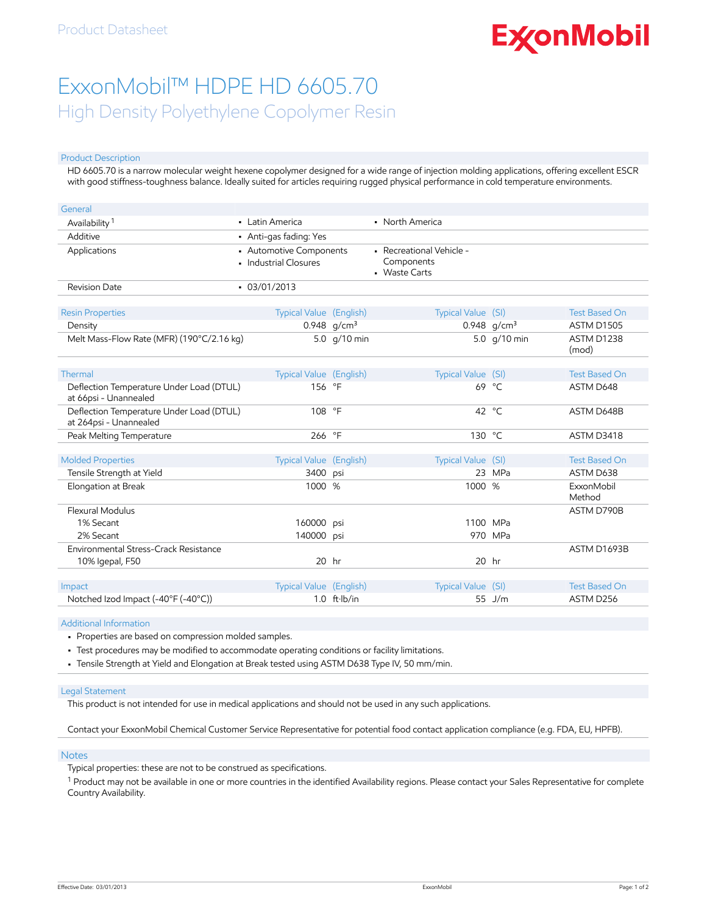Product Datasheet

# ExxonMobil™ HDPE HD 6605.70

## High Density Polyethylene Copolymer Resin

### Product Description

HD 6605.70 is a narrow molecular weight hexene copolymer designed for a wide range of injection molding applications, offering excellent ESCR with good stiffness-toughness balance. Ideally suited for articles requiring rugged physical performance in cold temperature environments.

### General

| | | |
|---|---|---|
| Availability [1] | • Latin America | • North America |
| Additive | • Anti-gas fading: Yes | |
| Applications | • Automotive Components<br>• Industrial Closures | • Recreational Vehicle - Components<br>• Waste Carts |
| Revision Date | • 03/01/2013 | |

| Resin Properties | Typical Value (English) | | Typical Value (SI) | | Test Based On |
|---|---|---|---|---|---|
| Density | 0.948 | g/cm³ | 0.948 | g/cm³ | ASTM D1505 |
| Melt Mass-Flow Rate (MFR) (190°C/2.16 kg) | 5.0 | g/10 min | 5.0 | g/10 min | ASTM D1238 (mod) |

| Thermal | Typical Value (English) | | Typical Value (SI) | | Test Based On |
|---|---|---|---|---|---|
| Deflection Temperature Under Load (DTUL) at 66psi - Unannealed | 156 | °F | 69 | °C | ASTM D648 |
| Deflection Temperature Under Load (DTUL) at 264psi - Unannealed | 108 | °F | 42 | °C | ASTM D648B |
| Peak Melting Temperature | 266 | °F | 130 | °C | ASTM D3418 |

| Molded Properties | Typical Value (English) | | Typical Value (SI) | | Test Based On |
|---|---|---|---|---|---|
| Tensile Strength at Yield | 3400 | psi | 23 | MPa | ASTM D638 |
| Elongation at Break | 1000 | % | 1000 | % | ExxonMobil Method |
| Flexural Modulus | | | | | ASTM D790B |
| 1% Secant | 160000 | psi | 1100 | MPa | |
| 2% Secant | 140000 | psi | 970 | MPa | |
| Environmental Stress-Crack Resistance | | | | | ASTM D1693B |
| 10% Igepal, F50 | 20 | hr | 20 | hr | |

| Impact | Typical Value (English) | | Typical Value (SI) | | Test Based On |
|---|---|---|---|---|---|
| Notched Izod Impact (-40°F (-40°C)) | 1.0 | ft·lb/in | 55 | J/m | ASTM D256 |

### Additional Information

- Properties are based on compression molded samples.
- Test procedures may be modified to accommodate operating conditions or facility limitations.
- Tensile Strength at Yield and Elongation at Break tested using ASTM D638 Type IV, 50 mm/min.

### Legal Statement

This product is not intended for use in medical applications and should not be used in any such applications.

Contact your ExxonMobil Chemical Customer Service Representative for potential food contact application compliance (e.g. FDA, EU, HPFB).

### Notes

Typical properties: these are not to be construed as specifications.

[1] Product may not be available in one or more countries in the identified Availability regions. Please contact your Sales Representative for complete Country Availability.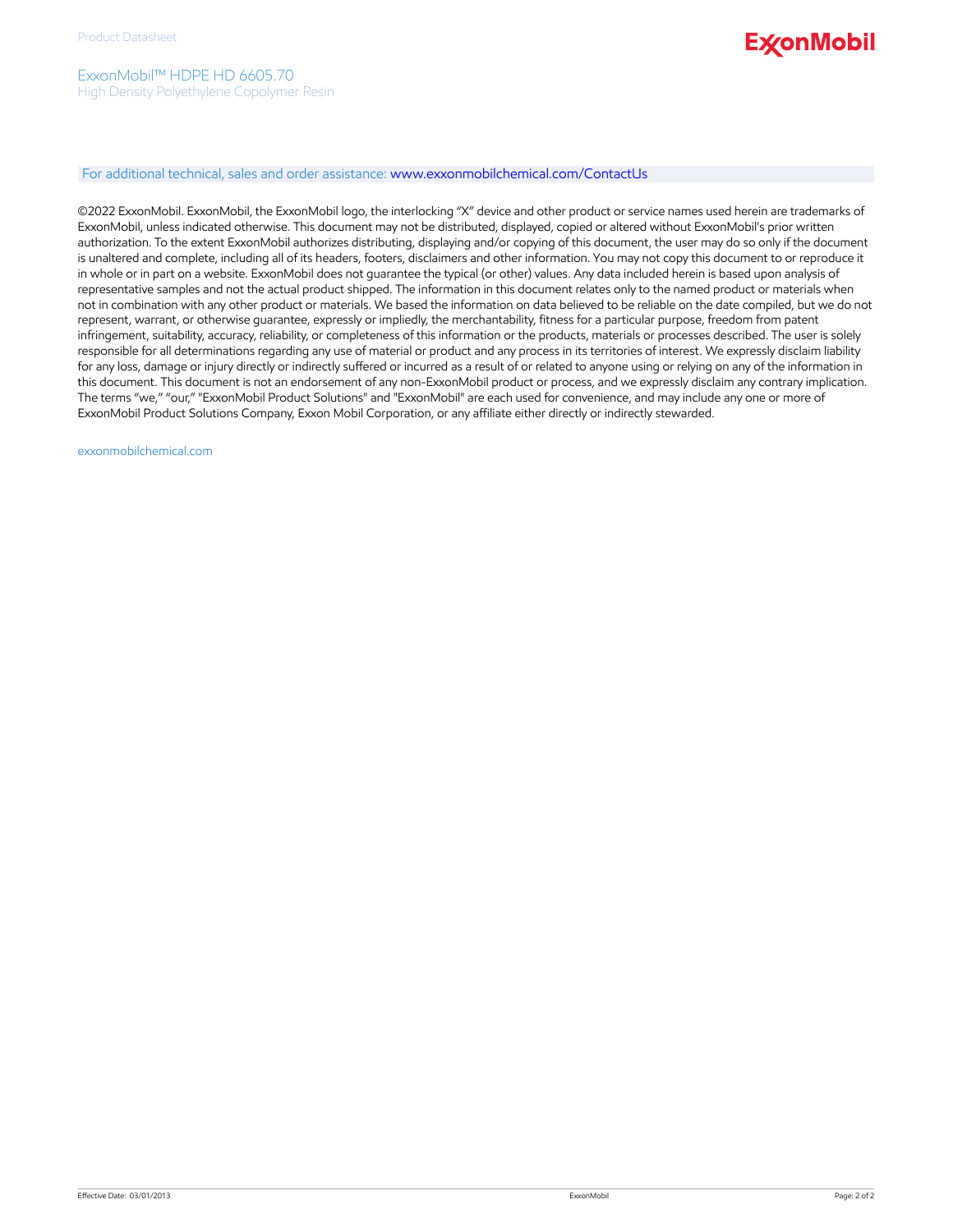For additional technical, sales and order assistance: www.exxonmobilchemical.com/ContactUs

©2022 ExxonMobil. ExxonMobil, the ExxonMobil logo, the interlocking "X" device and other product or service names used herein are trademarks of ExxonMobil, unless indicated otherwise. This document may not be distributed, displayed, copied or altered without ExxonMobil's prior written authorization. To the extent ExxonMobil authorizes distributing, displaying and/or copying of this document, the user may do so only if the document is unaltered and complete, including all of its headers, footers, disclaimers and other information. You may not copy this document to or reproduce it in whole or in part on a website. ExxonMobil does not guarantee the typical (or other) values. Any data included herein is based upon analysis of representative samples and not the actual product shipped. The information in this document relates only to the named product or materials when not in combination with any other product or materials. We based the information on data believed to be reliable on the date compiled, but we do not represent, warrant, or otherwise guarantee, expressly or impliedly, the merchantability, fitness for a particular purpose, freedom from patent infringement, suitability, accuracy, reliability, or completeness of this information or the products, materials or processes described. The user is solely responsible for all determinations regarding any use of material or product and any process in its territories of interest. We expressly disclaim liability for any loss, damage or injury directly or indirectly suffered or incurred as a result of or related to anyone using or relying on any of the information in this document. This document is not an endorsement of any non-ExxonMobil product or process, and we expressly disclaim any contrary implication. The terms "we," "our," "ExxonMobil Product Solutions" and "ExxonMobil" are each used for convenience, and may include any one or more of ExxonMobil Product Solutions Company, Exxon Mobil Corporation, or any affiliate either directly or indirectly stewarded.

exxonmobilchemical.com